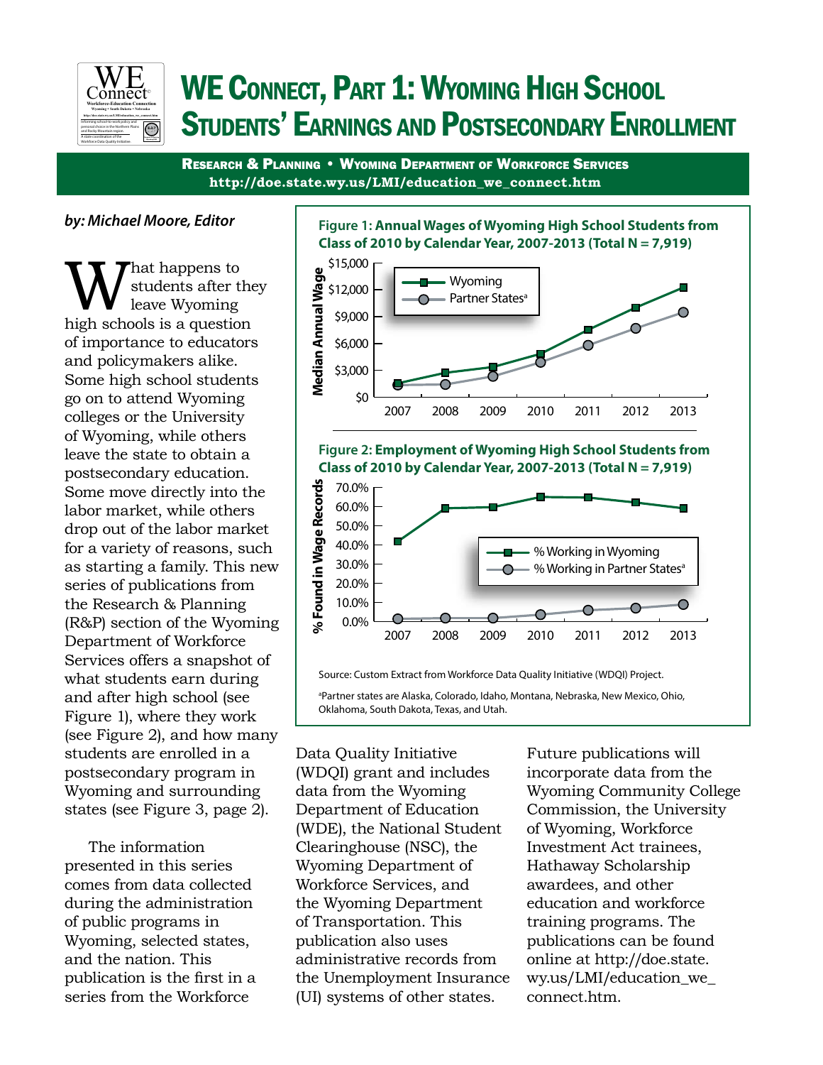# WE Connect, Part 1: Wyoming High School Students' Earnings and Postsecondary Enrollment

**Research & Planning • Wyoming Department of Workforce Services**
**http://doe.state.wy.us/LMI/education_we_connect.htm**

***by: Michael Moore, Editor***

What happens to students after they leave Wyoming high schools is a question of importance to educators and policymakers alike. Some high school students go on to attend Wyoming colleges or the University of Wyoming, while others leave the state to obtain a postsecondary education. Some move directly into the labor market, while others drop out of the labor market for a variety of reasons, such as starting a family. This new series of publications from the Research & Planning (R&P) section of the Wyoming Department of Workforce Services offers a snapshot of what students earn during and after high school (see Figure 1), where they work (see Figure 2), and how many students are enrolled in a postsecondary program in Wyoming and surrounding states (see Figure 3, page 2).

The information presented in this series comes from data collected during the administration of public programs in Wyoming, selected states, and the nation. This publication is the first in a series from the Workforce Data Quality Initiative (WDQI) grant and includes data from the Wyoming Department of Education (WDE), the National Student Clearinghouse (NSC), the Wyoming Department of Workforce Services, and the Wyoming Department of Transportation. This publication also uses administrative records from the Unemployment Insurance (UI) systems of other states.

Future publications will incorporate data from the Wyoming Community College Commission, the University of Wyoming, Workforce Investment Act trainees, Hathaway Scholarship awardees, and other education and workforce training programs. The publications can be found online at http://doe.state.wy.us/LMI/education_we_connect.htm.

**Figure 1: Annual Wages of Wyoming High School Students from Class of 2010 by Calendar Year, 2007-2013 (Total N = 7,919)**

**Figure 2: Employment of Wyoming High School Students from Class of 2010 by Calendar Year, 2007-2013 (Total N = 7,919)**

Source: Custom Extract from Workforce Data Quality Initiative (WDQI) Project.

[a]Partner states are Alaska, Colorado, Idaho, Montana, Nebraska, New Mexico, Ohio, Oklahoma, South Dakota, Texas, and Utah.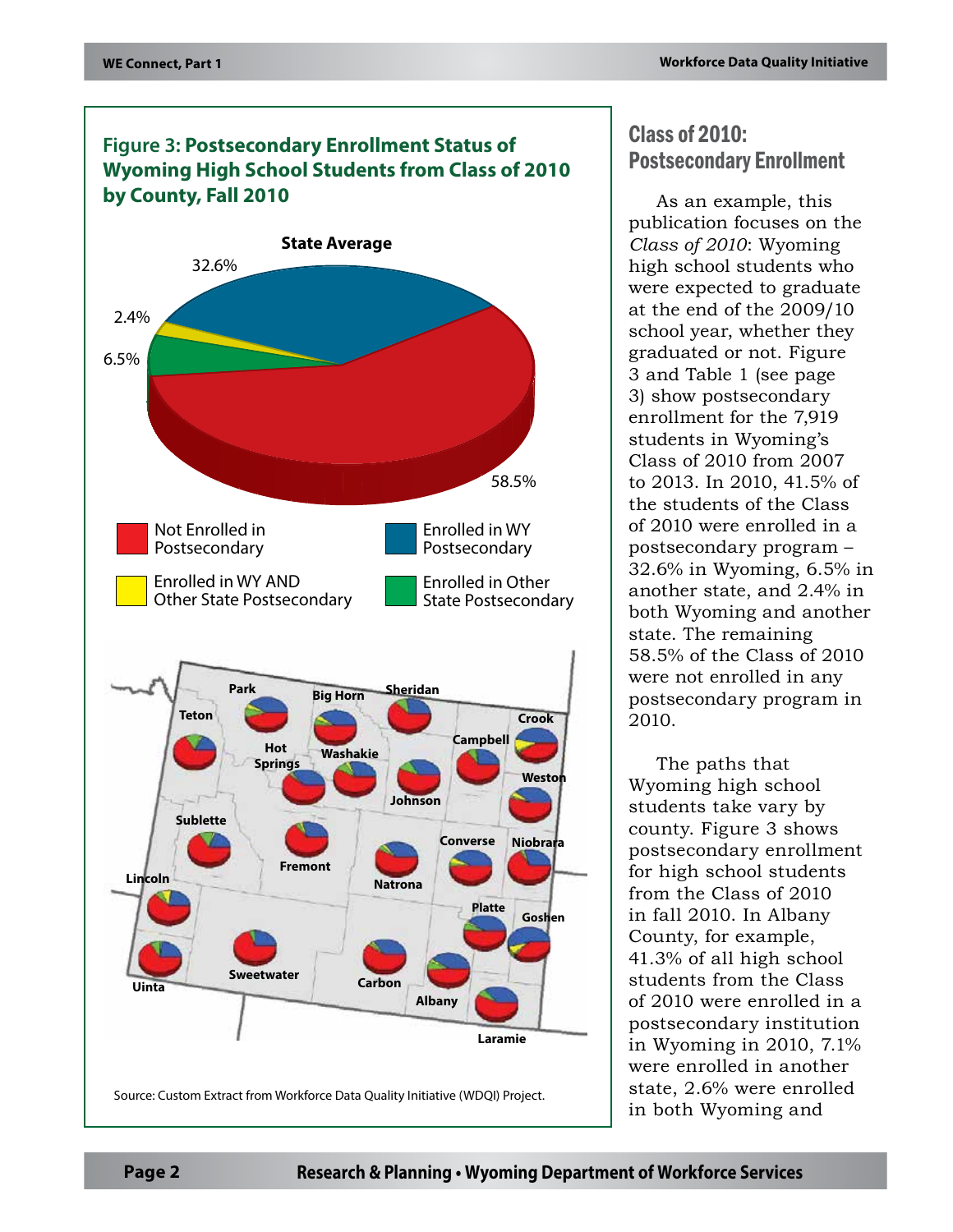**Figure 3: Postsecondary Enrollment Status of Wyoming High School Students from Class of 2010 by County, Fall 2010**

State Average

32.6%

2.4%

6.5%

58.5%

Not Enrolled in Postsecondary

Enrolled in WY Postsecondary

Enrolled in WY AND Other State Postsecondary

Enrolled in Other State Postsecondary

Park, Big Horn, Sheridan, Teton, Crook, Hot Springs, Washakie, Campbell, Weston, Johnson, Sublette, Fremont, Converse, Niobrara, Natrona, Lincoln, Platte, Goshen, Uinta, Sweetwater, Carbon, Albany, Laramie

Source: Custom Extract from Workforce Data Quality Initiative (WDQI) Project.

## Class of 2010: Postsecondary Enrollment

As an example, this publication focuses on the *Class of 2010*: Wyoming high school students who were expected to graduate at the end of the 2009/10 school year, whether they graduated or not. Figure 3 and Table 1 (see page 3) show postsecondary enrollment for the 7,919 students in Wyoming's Class of 2010 from 2007 to 2013. In 2010, 41.5% of the students of the Class of 2010 were enrolled in a postsecondary program – 32.6% in Wyoming, 6.5% in another state, and 2.4% in both Wyoming and another state. The remaining 58.5% of the Class of 2010 were not enrolled in any postsecondary program in 2010.

The paths that Wyoming high school students take vary by county. Figure 3 shows postsecondary enrollment for high school students from the Class of 2010 in fall 2010. In Albany County, for example, 41.3% of all high school students from the Class of 2010 were enrolled in a postsecondary institution in Wyoming in 2010, 7.1% were enrolled in another state, 2.6% were enrolled in both Wyoming and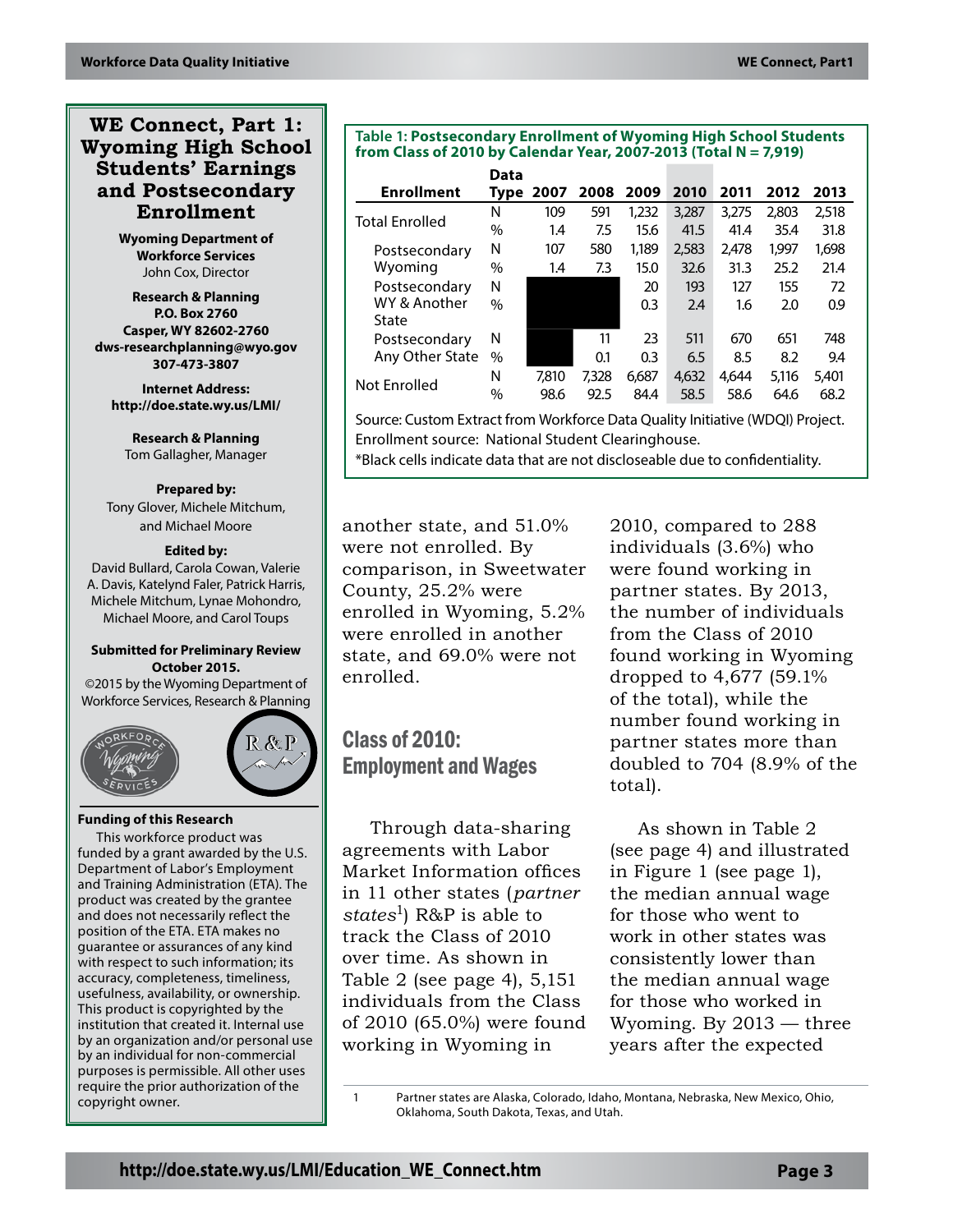# WE Connect, Part 1: Wyoming High School Students' Earnings and Postsecondary Enrollment

**Wyoming Department of Workforce Services**
John Cox, Director

**Research & Planning**
**P.O. Box 2760**
**Casper, WY 82602-2760**
**dws-researchplanning@wyo.gov**
**307-473-3807**

**Internet Address:**
**http://doe.state.wy.us/LMI/**

**Research & Planning**
Tom Gallagher, Manager

**Prepared by:**
Tony Glover, Michele Mitchum, and Michael Moore

**Edited by:**
David Bullard, Carola Cowan, Valerie A. Davis, Katelynd Faler, Patrick Harris, Michele Mitchum, Lynae Mohondro, Michael Moore, and Carol Toups

**Submitted for Preliminary Review October 2015.**
©2015 by the Wyoming Department of Workforce Services, Research & Planning

**Funding of this Research**

This workforce product was funded by a grant awarded by the U.S. Department of Labor's Employment and Training Administration (ETA). The product was created by the grantee and does not necessarily reflect the position of the ETA. ETA makes no guarantee or assurances of any kind with respect to such information; its accuracy, completeness, timeliness, usefulness, availability, or ownership. This product is copyrighted by the institution that created it. Internal use by an organization and/or personal use by an individual for non-commercial purposes is permissible. All other uses require the prior authorization of the copyright owner.

**Table 1: Postsecondary Enrollment of Wyoming High School Students from Class of 2010 by Calendar Year, 2007-2013 (Total N = 7,919)**

| Enrollment | Data Type | 2007 | 2008 | 2009 | 2010 | 2011 | 2012 | 2013 |
|---|---|---|---|---|---|---|---|---|
| Total Enrolled | N | 109 | 591 | 1,232 | 3,287 | 3,275 | 2,803 | 2,518 |
| | % | 1.4 | 7.5 | 15.6 | 41.5 | 41.4 | 35.4 | 31.8 |
| Postsecondary Wyoming | N | 107 | 580 | 1,189 | 2,583 | 2,478 | 1,997 | 1,698 |
| | % | 1.4 | 7.3 | 15.0 | 32.6 | 31.3 | 25.2 | 21.4 |
| Postsecondary WY & Another State | N | | | 20 | 193 | 127 | 155 | 72 |
| | % | | | 0.3 | 2.4 | 1.6 | 2.0 | 0.9 |
| Postsecondary Any Other State | N | | 11 | 23 | 511 | 670 | 651 | 748 |
| | % | | 0.1 | 0.3 | 6.5 | 8.5 | 8.2 | 9.4 |
| Not Enrolled | N | 7,810 | 7,328 | 6,687 | 4,632 | 4,644 | 5,116 | 5,401 |
| | % | 98.6 | 92.5 | 84.4 | 58.5 | 58.6 | 64.6 | 68.2 |

Source: Custom Extract from Workforce Data Quality Initiative (WDQI) Project.
Enrollment source: National Student Clearinghouse.
*Black cells indicate data that are not discloseable due to confidentiality.

another state, and 51.0% were not enrolled. By comparison, in Sweetwater County, 25.2% were enrolled in Wyoming, 5.2% were enrolled in another state, and 69.0% were not enrolled.

## Class of 2010: Employment and Wages

Through data-sharing agreements with Labor Market Information offices in 11 other states (*partner states*[1]) R&P is able to track the Class of 2010 over time. As shown in Table 2 (see page 4), 5,151 individuals from the Class of 2010 (65.0%) were found working in Wyoming in 2010, compared to 288 individuals (3.6%) who were found working in partner states. By 2013, the number of individuals from the Class of 2010 found working in Wyoming dropped to 4,677 (59.1% of the total), while the number found working in partner states more than doubled to 704 (8.9% of the total).

As shown in Table 2 (see page 4) and illustrated in Figure 1 (see page 1), the median annual wage for those who went to work in other states was consistently lower than the median annual wage for those who worked in Wyoming. By 2013 — three years after the expected

[1] Partner states are Alaska, Colorado, Idaho, Montana, Nebraska, New Mexico, Ohio, Oklahoma, South Dakota, Texas, and Utah.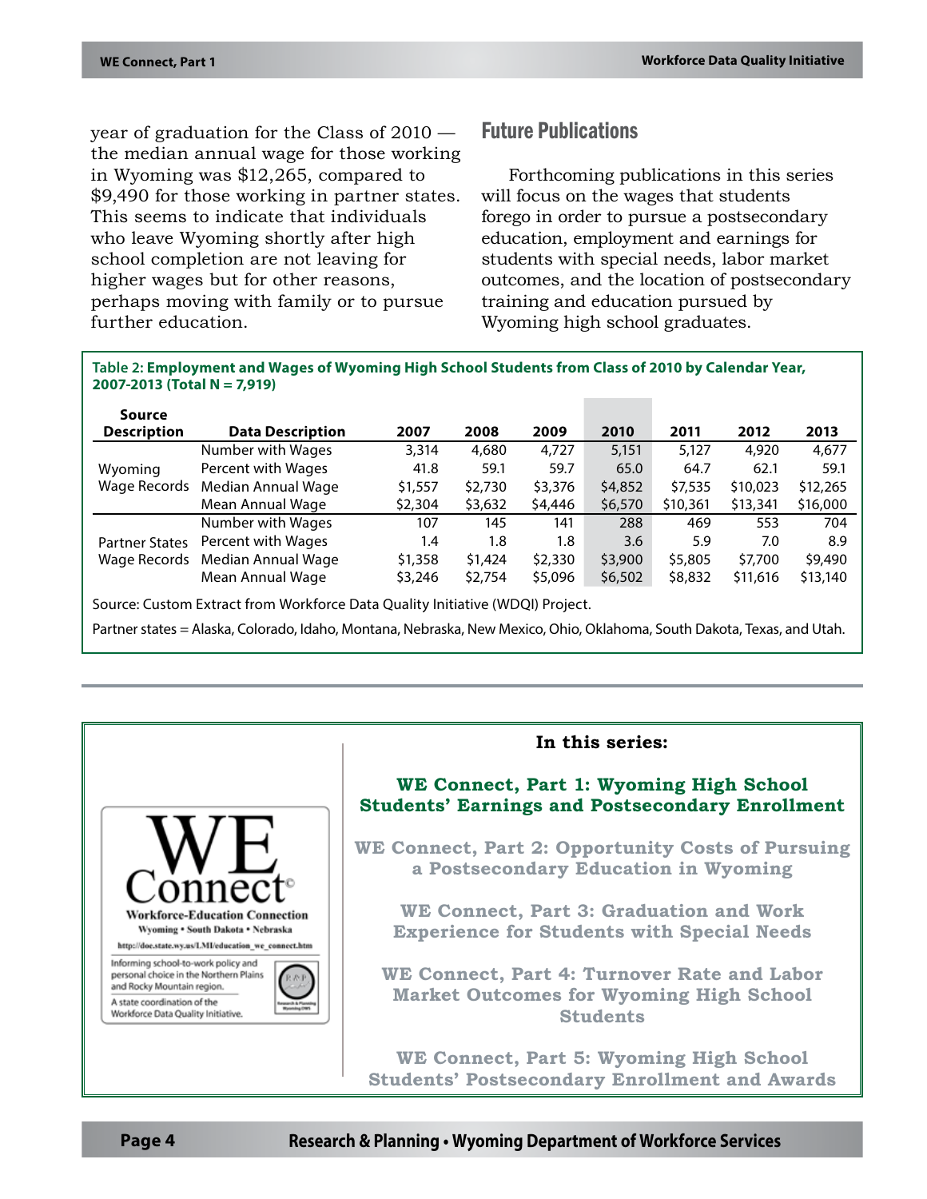year of graduation for the Class of 2010 — the median annual wage for those working in Wyoming was $12,265, compared to $9,490 for those working in partner states. This seems to indicate that individuals who leave Wyoming shortly after high school completion are not leaving for higher wages but for other reasons, perhaps moving with family or to pursue further education.

## Future Publications

Forthcoming publications in this series will focus on the wages that students forego in order to pursue a postsecondary education, employment and earnings for students with special needs, labor market outcomes, and the location of postsecondary training and education pursued by Wyoming high school graduates.

**Table 2: Employment and Wages of Wyoming High School Students from Class of 2010 by Calendar Year, 2007-2013 (Total N = 7,919)**

| Source Description | Data Description | 2007 | 2008 | 2009 | 2010 | 2011 | 2012 | 2013 |
|---|---|---|---|---|---|---|---|---|
| Wyoming Wage Records | Number with Wages | 3,314 | 4,680 | 4,727 | 5,151 | 5,127 | 4,920 | 4,677 |
| | Percent with Wages | 41.8 | 59.1 | 59.7 | 65.0 | 64.7 | 62.1 | 59.1 |
| | Median Annual Wage | $1,557 | $2,730 | $3,376 | $4,852 | $7,535 | $10,023 | $12,265 |
| | Mean Annual Wage | $2,304 | $3,632 | $4,446 | $6,570 | $10,361 | $13,341 | $16,000 |
| Partner States Wage Records | Number with Wages | 107 | 145 | 141 | 288 | 469 | 553 | 704 |
| | Percent with Wages | 1.4 | 1.8 | 1.8 | 3.6 | 5.9 | 7.0 | 8.9 |
| | Median Annual Wage | $1,358 | $1,424 | $2,330 | $3,900 | $5,805 | $7,700 | $9,490 |
| | Mean Annual Wage | $3,246 | $2,754 | $5,096 | $6,502 | $8,832 | $11,616 | $13,140 |

Source: Custom Extract from Workforce Data Quality Initiative (WDQI) Project.

Partner states = Alaska, Colorado, Idaho, Montana, Nebraska, New Mexico, Ohio, Oklahoma, South Dakota, Texas, and Utah.

WE Connect©

Workforce-Education Connection

Wyoming • South Dakota • Nebraska

http://doe.state.wy.us/LMI/education_we_connect.htm

Informing school-to-work policy and personal choice in the Northern Plains and Rocky Mountain region.

A state coordination of the Workforce Data Quality Initiative.

**In this series:**

**WE Connect, Part 1: Wyoming High School Students' Earnings and Postsecondary Enrollment**

**WE Connect, Part 2: Opportunity Costs of Pursuing a Postsecondary Education in Wyoming**

**WE Connect, Part 3: Graduation and Work Experience for Students with Special Needs**

**WE Connect, Part 4: Turnover Rate and Labor Market Outcomes for Wyoming High School Students**

**WE Connect, Part 5: Wyoming High School Students' Postsecondary Enrollment and Awards**